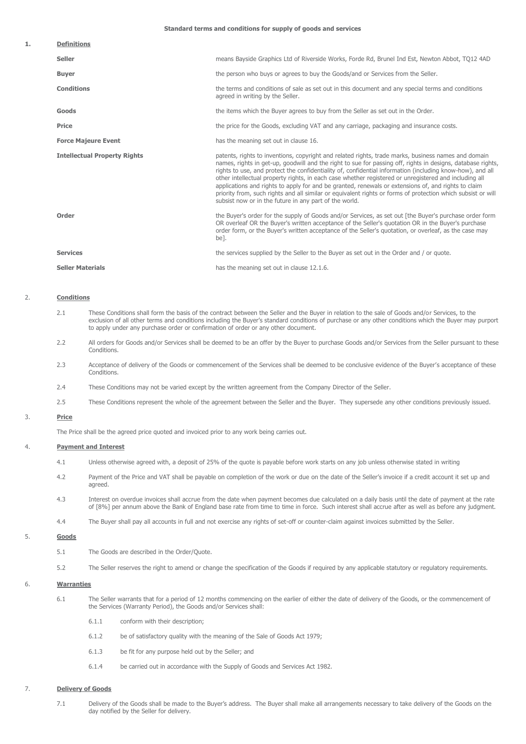**Standard terms and conditions for supply of goods and services**

## 1. Definitions

| | |
|---|---|
| **Seller** | means Bayside Graphics Ltd of Riverside Works, Forde Rd, Brunel Ind Est, Newton Abbot, TQ12 4AD |
| **Buyer** | the person who buys or agrees to buy the Goods/and or Services from the Seller. |
| **Conditions** | the terms and conditions of sale as set out in this document and any special terms and conditions agreed in writing by the Seller. |
| **Goods** | the items which the Buyer agrees to buy from the Seller as set out in the Order. |
| **Price** | the price for the Goods, excluding VAT and any carriage, packaging and insurance costs. |
| **Force Majeure Event** | has the meaning set out in clause 16. |
| **Intellectual Property Rights** | patents, rights to inventions, copyright and related rights, trade marks, business names and domain names, rights in get-up, goodwill and the right to sue for passing off, rights in designs, database rights, rights to use, and protect the confidentiality of, confidential information (including know-how), and all other intellectual property rights, in each case whether registered or unregistered and including all applications and rights to apply for and be granted, renewals or extensions of, and rights to claim priority from, such rights and all similar or equivalent rights or forms of protection which subsist or will subsist now or in the future in any part of the world. |
| **Order** | the Buyer's order for the supply of Goods and/or Services, as set out [the Buyer's purchase order form OR overleaf OR the Buyer's written acceptance of the Seller's quotation OR in the Buyer's purchase order form, or the Buyer's written acceptance of the Seller's quotation, or overleaf, as the case may be]. |
| **Services** | the services supplied by the Seller to the Buyer as set out in the Order and / or quote. |
| **Seller Materials** | has the meaning set out in clause 12.1.6. |

## 2. Conditions

2.1 These Conditions shall form the basis of the contract between the Seller and the Buyer in relation to the sale of Goods and/or Services, to the exclusion of all other terms and conditions including the Buyer's standard conditions of purchase or any other conditions which the Buyer may purport to apply under any purchase order or confirmation of order or any other document.

2.2 All orders for Goods and/or Services shall be deemed to be an offer by the Buyer to purchase Goods and/or Services from the Seller pursuant to these Conditions.

2.3 Acceptance of delivery of the Goods or commencement of the Services shall be deemed to be conclusive evidence of the Buyer's acceptance of these Conditions.

2.4 These Conditions may not be varied except by the written agreement from the Company Director of the Seller.

2.5 These Conditions represent the whole of the agreement between the Seller and the Buyer. They supersede any other conditions previously issued.

## 3. Price

The Price shall be the agreed price quoted and invoiced prior to any work being carries out.

## 4. Payment and Interest

4.1 Unless otherwise agreed with, a deposit of 25% of the quote is payable before work starts on any job unless otherwise stated in writing

4.2 Payment of the Price and VAT shall be payable on completion of the work or due on the date of the Seller's invoice if a credit account it set up and agreed.

4.3 Interest on overdue invoices shall accrue from the date when payment becomes due calculated on a daily basis until the date of payment at the rate of [8%] per annum above the Bank of England base rate from time to time in force. Such interest shall accrue after as well as before any judgment.

4.4 The Buyer shall pay all accounts in full and not exercise any rights of set-off or counter-claim against invoices submitted by the Seller.

## 5. Goods

5.1 The Goods are described in the Order/Quote.

5.2 The Seller reserves the right to amend or change the specification of the Goods if required by any applicable statutory or regulatory requirements.

## 6. Warranties

6.1 The Seller warrants that for a period of 12 months commencing on the earlier of either the date of delivery of the Goods, or the commencement of the Services (Warranty Period), the Goods and/or Services shall:

6.1.1 conform with their description;

6.1.2 be of satisfactory quality with the meaning of the Sale of Goods Act 1979;

6.1.3 be fit for any purpose held out by the Seller; and

6.1.4 be carried out in accordance with the Supply of Goods and Services Act 1982.

## 7. Delivery of Goods

7.1 Delivery of the Goods shall be made to the Buyer's address. The Buyer shall make all arrangements necessary to take delivery of the Goods on the day notified by the Seller for delivery.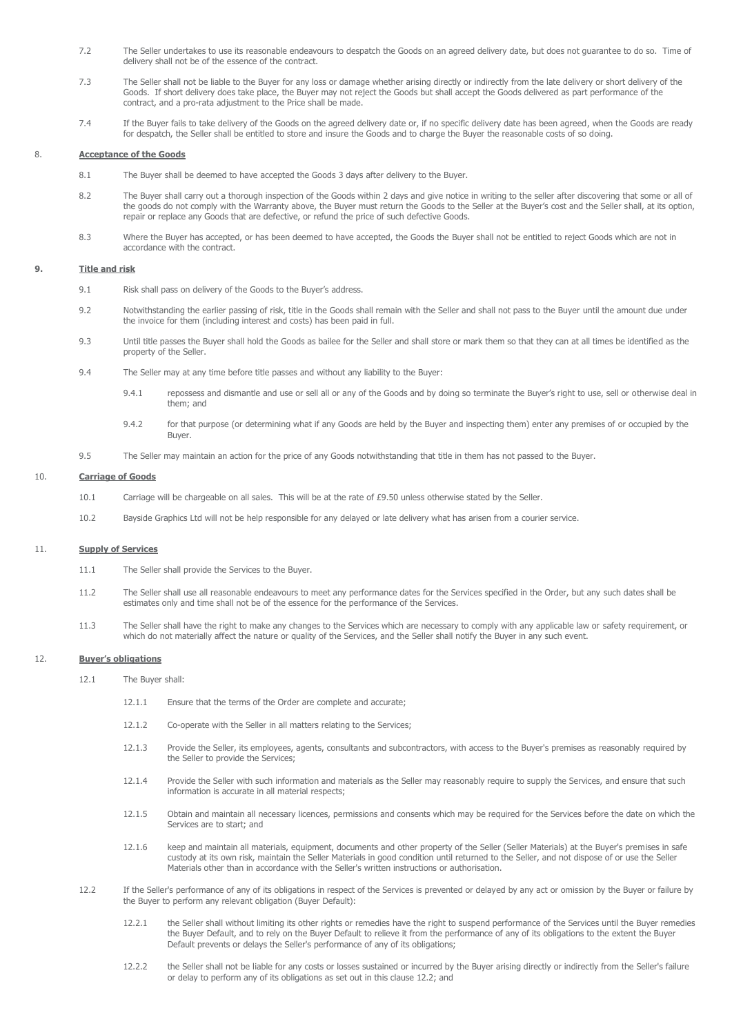7.2 The Seller undertakes to use its reasonable endeavours to despatch the Goods on an agreed delivery date, but does not guarantee to do so. Time of delivery shall not be of the essence of the contract.

7.3 The Seller shall not be liable to the Buyer for any loss or damage whether arising directly or indirectly from the late delivery or short delivery of the Goods. If short delivery does take place, the Buyer may not reject the Goods but shall accept the Goods delivered as part performance of the contract, and a pro-rata adjustment to the Price shall be made.

7.4 If the Buyer fails to take delivery of the Goods on the agreed delivery date or, if no specific delivery date has been agreed, when the Goods are ready for despatch, the Seller shall be entitled to store and insure the Goods and to charge the Buyer the reasonable costs of so doing.

## 8. Acceptance of the Goods

8.1 The Buyer shall be deemed to have accepted the Goods 3 days after delivery to the Buyer.

8.2 The Buyer shall carry out a thorough inspection of the Goods within 2 days and give notice in writing to the seller after discovering that some or all of the goods do not comply with the Warranty above, the Buyer must return the Goods to the Seller at the Buyer's cost and the Seller shall, at its option, repair or replace any Goods that are defective, or refund the price of such defective Goods.

8.3 Where the Buyer has accepted, or has been deemed to have accepted, the Goods the Buyer shall not be entitled to reject Goods which are not in accordance with the contract.

## 9. Title and risk

9.1 Risk shall pass on delivery of the Goods to the Buyer's address.

9.2 Notwithstanding the earlier passing of risk, title in the Goods shall remain with the Seller and shall not pass to the Buyer until the amount due under the invoice for them (including interest and costs) has been paid in full.

9.3 Until title passes the Buyer shall hold the Goods as bailee for the Seller and shall store or mark them so that they can at all times be identified as the property of the Seller.

9.4 The Seller may at any time before title passes and without any liability to the Buyer:

9.4.1 repossess and dismantle and use or sell all or any of the Goods and by doing so terminate the Buyer's right to use, sell or otherwise deal in them; and

9.4.2 for that purpose (or determining what if any Goods are held by the Buyer and inspecting them) enter any premises of or occupied by the Buyer.

9.5 The Seller may maintain an action for the price of any Goods notwithstanding that title in them has not passed to the Buyer.

## 10. Carriage of Goods

10.1 Carriage will be chargeable on all sales. This will be at the rate of £9.50 unless otherwise stated by the Seller.

10.2 Bayside Graphics Ltd will not be help responsible for any delayed or late delivery what has arisen from a courier service.

## 11. Supply of Services

11.1 The Seller shall provide the Services to the Buyer.

11.2 The Seller shall use all reasonable endeavours to meet any performance dates for the Services specified in the Order, but any such dates shall be estimates only and time shall not be of the essence for the performance of the Services.

11.3 The Seller shall have the right to make any changes to the Services which are necessary to comply with any applicable law or safety requirement, or which do not materially affect the nature or quality of the Services, and the Seller shall notify the Buyer in any such event.

## 12. Buyer's obligations

12.1 The Buyer shall:

12.1.1 Ensure that the terms of the Order are complete and accurate;

12.1.2 Co-operate with the Seller in all matters relating to the Services;

12.1.3 Provide the Seller, its employees, agents, consultants and subcontractors, with access to the Buyer's premises as reasonably required by the Seller to provide the Services;

12.1.4 Provide the Seller with such information and materials as the Seller may reasonably require to supply the Services, and ensure that such information is accurate in all material respects;

12.1.5 Obtain and maintain all necessary licences, permissions and consents which may be required for the Services before the date on which the Services are to start; and

12.1.6 keep and maintain all materials, equipment, documents and other property of the Seller (Seller Materials) at the Buyer's premises in safe custody at its own risk, maintain the Seller Materials in good condition until returned to the Seller, and not dispose of or use the Seller Materials other than in accordance with the Seller's written instructions or authorisation.

12.2 If the Seller's performance of any of its obligations in respect of the Services is prevented or delayed by any act or omission by the Buyer or failure by the Buyer to perform any relevant obligation (Buyer Default):

12.2.1 the Seller shall without limiting its other rights or remedies have the right to suspend performance of the Services until the Buyer remedies the Buyer Default, and to rely on the Buyer Default to relieve it from the performance of any of its obligations to the extent the Buyer Default prevents or delays the Seller's performance of any of its obligations;

12.2.2 the Seller shall not be liable for any costs or losses sustained or incurred by the Buyer arising directly or indirectly from the Seller's failure or delay to perform any of its obligations as set out in this clause 12.2; and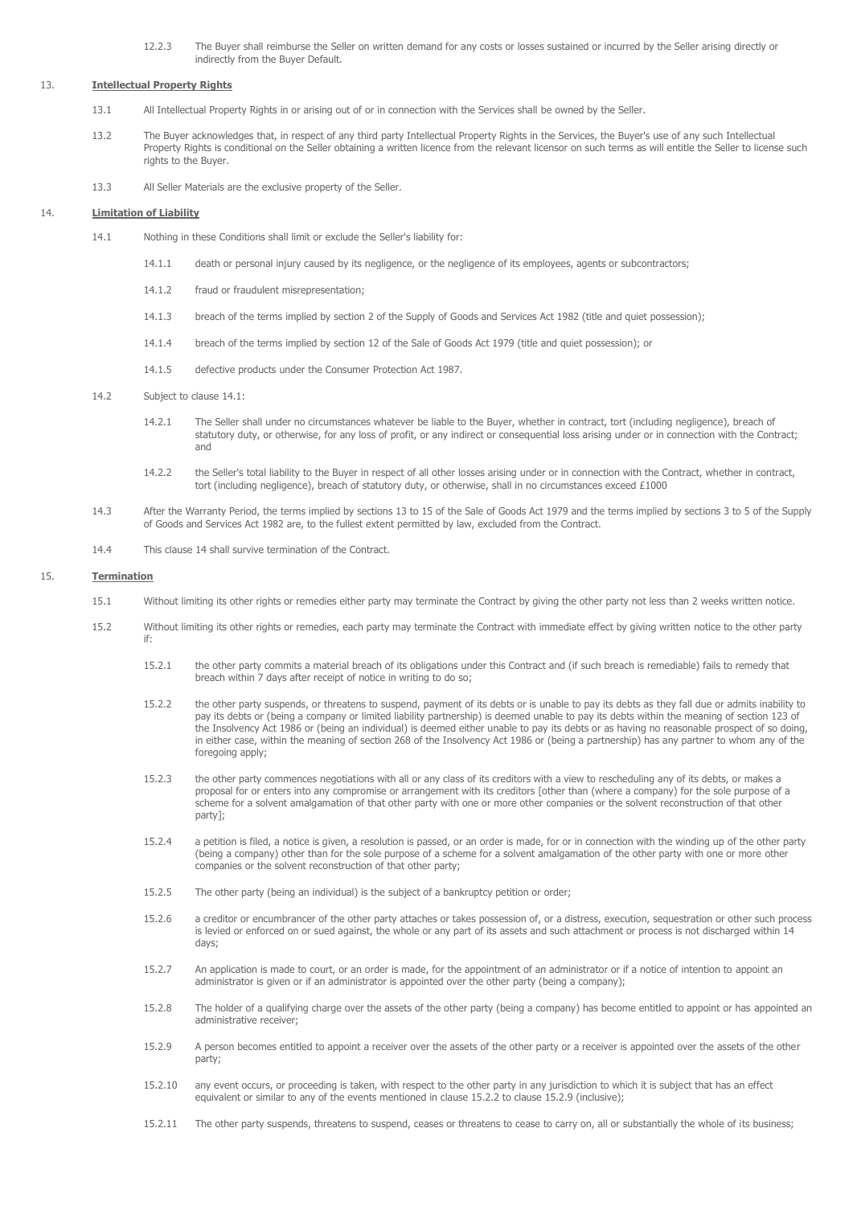12.2.3 The Buyer shall reimburse the Seller on written demand for any costs or losses sustained or incurred by the Seller arising directly or indirectly from the Buyer Default.

## 13. **Intellectual Property Rights**

13.1 All Intellectual Property Rights in or arising out of or in connection with the Services shall be owned by the Seller.

13.2 The Buyer acknowledges that, in respect of any third party Intellectual Property Rights in the Services, the Buyer's use of any such Intellectual Property Rights is conditional on the Seller obtaining a written licence from the relevant licensor on such terms as will entitle the Seller to license such rights to the Buyer.

13.3 All Seller Materials are the exclusive property of the Seller.

## 14. **Limitation of Liability**

14.1 Nothing in these Conditions shall limit or exclude the Seller's liability for:

14.1.1 death or personal injury caused by its negligence, or the negligence of its employees, agents or subcontractors;

14.1.2 fraud or fraudulent misrepresentation;

14.1.3 breach of the terms implied by section 2 of the Supply of Goods and Services Act 1982 (title and quiet possession);

14.1.4 breach of the terms implied by section 12 of the Sale of Goods Act 1979 (title and quiet possession); or

14.1.5 defective products under the Consumer Protection Act 1987.

14.2 Subject to clause 14.1:

14.2.1 The Seller shall under no circumstances whatever be liable to the Buyer, whether in contract, tort (including negligence), breach of statutory duty, or otherwise, for any loss of profit, or any indirect or consequential loss arising under or in connection with the Contract; and

14.2.2 the Seller's total liability to the Buyer in respect of all other losses arising under or in connection with the Contract, whether in contract, tort (including negligence), breach of statutory duty, or otherwise, shall in no circumstances exceed £1000

14.3 After the Warranty Period, the terms implied by sections 13 to 15 of the Sale of Goods Act 1979 and the terms implied by sections 3 to 5 of the Supply of Goods and Services Act 1982 are, to the fullest extent permitted by law, excluded from the Contract.

14.4 This clause 14 shall survive termination of the Contract.

## 15. **Termination**

15.1 Without limiting its other rights or remedies either party may terminate the Contract by giving the other party not less than 2 weeks written notice.

15.2 Without limiting its other rights or remedies, each party may terminate the Contract with immediate effect by giving written notice to the other party if:

15.2.1 the other party commits a material breach of its obligations under this Contract and (if such breach is remediable) fails to remedy that breach within 7 days after receipt of notice in writing to do so;

15.2.2 the other party suspends, or threatens to suspend, payment of its debts or is unable to pay its debts as they fall due or admits inability to pay its debts or (being a company or limited liability partnership) is deemed unable to pay its debts within the meaning of section 123 of the Insolvency Act 1986 or (being an individual) is deemed either unable to pay its debts or as having no reasonable prospect of so doing, in either case, within the meaning of section 268 of the Insolvency Act 1986 or (being a partnership) has any partner to whom any of the foregoing apply;

15.2.3 the other party commences negotiations with all or any class of its creditors with a view to rescheduling any of its debts, or makes a proposal for or enters into any compromise or arrangement with its creditors [other than (where a company) for the sole purpose of a scheme for a solvent amalgamation of that other party with one or more other companies or the solvent reconstruction of that other party];

15.2.4 a petition is filed, a notice is given, a resolution is passed, or an order is made, for or in connection with the winding up of the other party (being a company) other than for the sole purpose of a scheme for a solvent amalgamation of the other party with one or more other companies or the solvent reconstruction of that other party;

15.2.5 The other party (being an individual) is the subject of a bankruptcy petition or order;

15.2.6 a creditor or encumbrancer of the other party attaches or takes possession of, or a distress, execution, sequestration or other such process is levied or enforced on or sued against, the whole or any part of its assets and such attachment or process is not discharged within 14 days;

15.2.7 An application is made to court, or an order is made, for the appointment of an administrator or if a notice of intention to appoint an administrator is given or if an administrator is appointed over the other party (being a company);

15.2.8 The holder of a qualifying charge over the assets of the other party (being a company) has become entitled to appoint or has appointed an administrative receiver;

15.2.9 A person becomes entitled to appoint a receiver over the assets of the other party or a receiver is appointed over the assets of the other party;

15.2.10 any event occurs, or proceeding is taken, with respect to the other party in any jurisdiction to which it is subject that has an effect equivalent or similar to any of the events mentioned in clause 15.2.2 to clause 15.2.9 (inclusive);

15.2.11 The other party suspends, threatens to suspend, ceases or threatens to cease to carry on, all or substantially the whole of its business;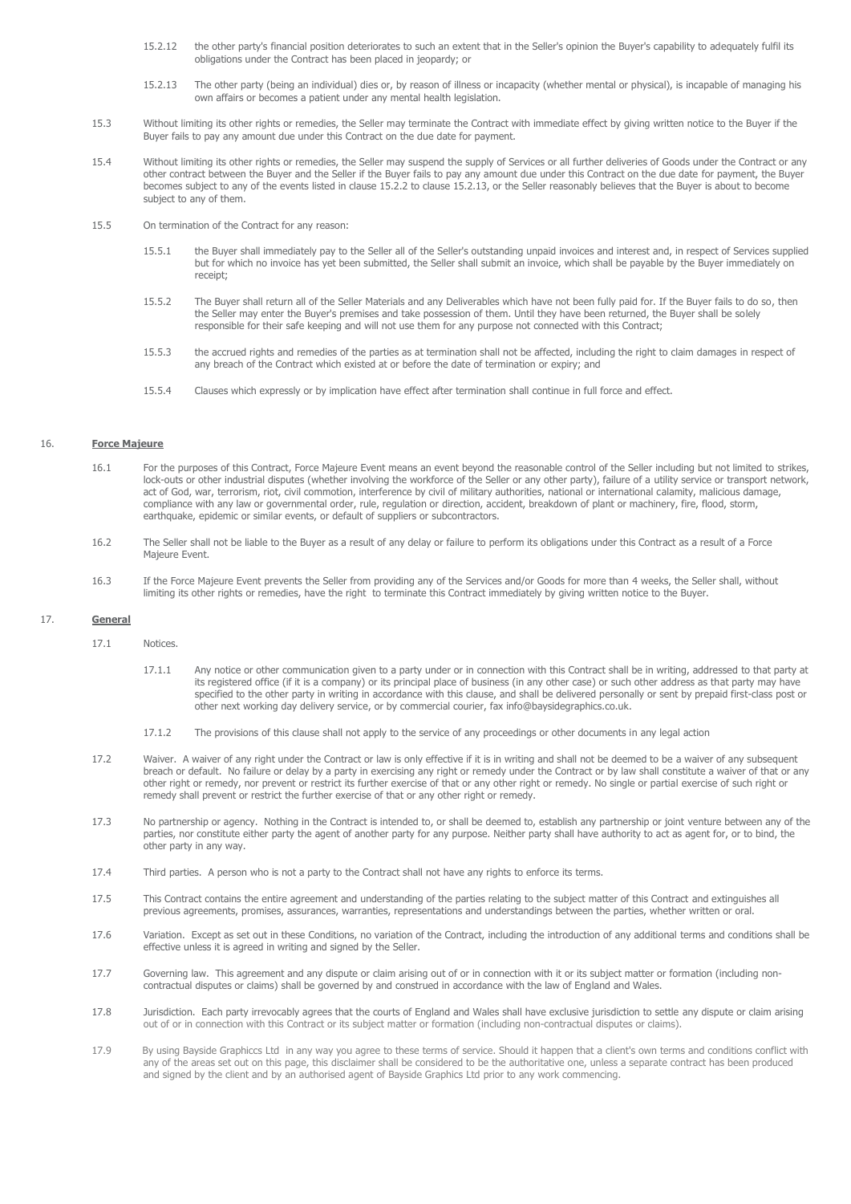15.2.12 the other party's financial position deteriorates to such an extent that in the Seller's opinion the Buyer's capability to adequately fulfil its obligations under the Contract has been placed in jeopardy; or

15.2.13 The other party (being an individual) dies or, by reason of illness or incapacity (whether mental or physical), is incapable of managing his own affairs or becomes a patient under any mental health legislation.

15.3 Without limiting its other rights or remedies, the Seller may terminate the Contract with immediate effect by giving written notice to the Buyer if the Buyer fails to pay any amount due under this Contract on the due date for payment.

15.4 Without limiting its other rights or remedies, the Seller may suspend the supply of Services or all further deliveries of Goods under the Contract or any other contract between the Buyer and the Seller if the Buyer fails to pay any amount due under this Contract on the due date for payment, the Buyer becomes subject to any of the events listed in clause 15.2.2 to clause 15.2.13, or the Seller reasonably believes that the Buyer is about to become subject to any of them.

15.5 On termination of the Contract for any reason:

15.5.1 the Buyer shall immediately pay to the Seller all of the Seller's outstanding unpaid invoices and interest and, in respect of Services supplied but for which no invoice has yet been submitted, the Seller shall submit an invoice, which shall be payable by the Buyer immediately on receipt;

15.5.2 The Buyer shall return all of the Seller Materials and any Deliverables which have not been fully paid for. If the Buyer fails to do so, then the Seller may enter the Buyer's premises and take possession of them. Until they have been returned, the Buyer shall be solely responsible for their safe keeping and will not use them for any purpose not connected with this Contract;

15.5.3 the accrued rights and remedies of the parties as at termination shall not be affected, including the right to claim damages in respect of any breach of the Contract which existed at or before the date of termination or expiry; and

15.5.4 Clauses which expressly or by implication have effect after termination shall continue in full force and effect.

## 16. Force Majeure

16.1 For the purposes of this Contract, Force Majeure Event means an event beyond the reasonable control of the Seller including but not limited to strikes, lock-outs or other industrial disputes (whether involving the workforce of the Seller or any other party), failure of a utility service or transport network, act of God, war, terrorism, riot, civil commotion, interference by civil of military authorities, national or international calamity, malicious damage, compliance with any law or governmental order, rule, regulation or direction, accident, breakdown of plant or machinery, fire, flood, storm, earthquake, epidemic or similar events, or default of suppliers or subcontractors.

16.2 The Seller shall not be liable to the Buyer as a result of any delay or failure to perform its obligations under this Contract as a result of a Force Majeure Event.

16.3 If the Force Majeure Event prevents the Seller from providing any of the Services and/or Goods for more than 4 weeks, the Seller shall, without limiting its other rights or remedies, have the right to terminate this Contract immediately by giving written notice to the Buyer.

## 17. General

17.1 Notices.

17.1.1 Any notice or other communication given to a party under or in connection with this Contract shall be in writing, addressed to that party at its registered office (if it is a company) or its principal place of business (in any other case) or such other address as that party may have specified to the other party in writing in accordance with this clause, and shall be delivered personally or sent by prepaid first-class post or other next working day delivery service, or by commercial courier, fax info@baysidegraphics.co.uk.

17.1.2 The provisions of this clause shall not apply to the service of any proceedings or other documents in any legal action

17.2 Waiver. A waiver of any right under the Contract or law is only effective if it is in writing and shall not be deemed to be a waiver of any subsequent breach or default. No failure or delay by a party in exercising any right or remedy under the Contract or by law shall constitute a waiver of that or any other right or remedy, nor prevent or restrict its further exercise of that or any other right or remedy. No single or partial exercise of such right or remedy shall prevent or restrict the further exercise of that or any other right or remedy.

17.3 No partnership or agency. Nothing in the Contract is intended to, or shall be deemed to, establish any partnership or joint venture between any of the parties, nor constitute either party the agent of another party for any purpose. Neither party shall have authority to act as agent for, or to bind, the other party in any way.

17.4 Third parties. A person who is not a party to the Contract shall not have any rights to enforce its terms.

17.5 This Contract contains the entire agreement and understanding of the parties relating to the subject matter of this Contract and extinguishes all previous agreements, promises, assurances, warranties, representations and understandings between the parties, whether written or oral.

17.6 Variation. Except as set out in these Conditions, no variation of the Contract, including the introduction of any additional terms and conditions shall be effective unless it is agreed in writing and signed by the Seller.

17.7 Governing law. This agreement and any dispute or claim arising out of or in connection with it or its subject matter or formation (including non-contractual disputes or claims) shall be governed by and construed in accordance with the law of England and Wales.

17.8 Jurisdiction. Each party irrevocably agrees that the courts of England and Wales shall have exclusive jurisdiction to settle any dispute or claim arising out of or in connection with this Contract or its subject matter or formation (including non-contractual disputes or claims).

17.9 By using Bayside Graphiccs Ltd in any way you agree to these terms of service. Should it happen that a client's own terms and conditions conflict with any of the areas set out on this page, this disclaimer shall be considered to be the authoritative one, unless a separate contract has been produced and signed by the client and by an authorised agent of Bayside Graphics Ltd prior to any work commencing.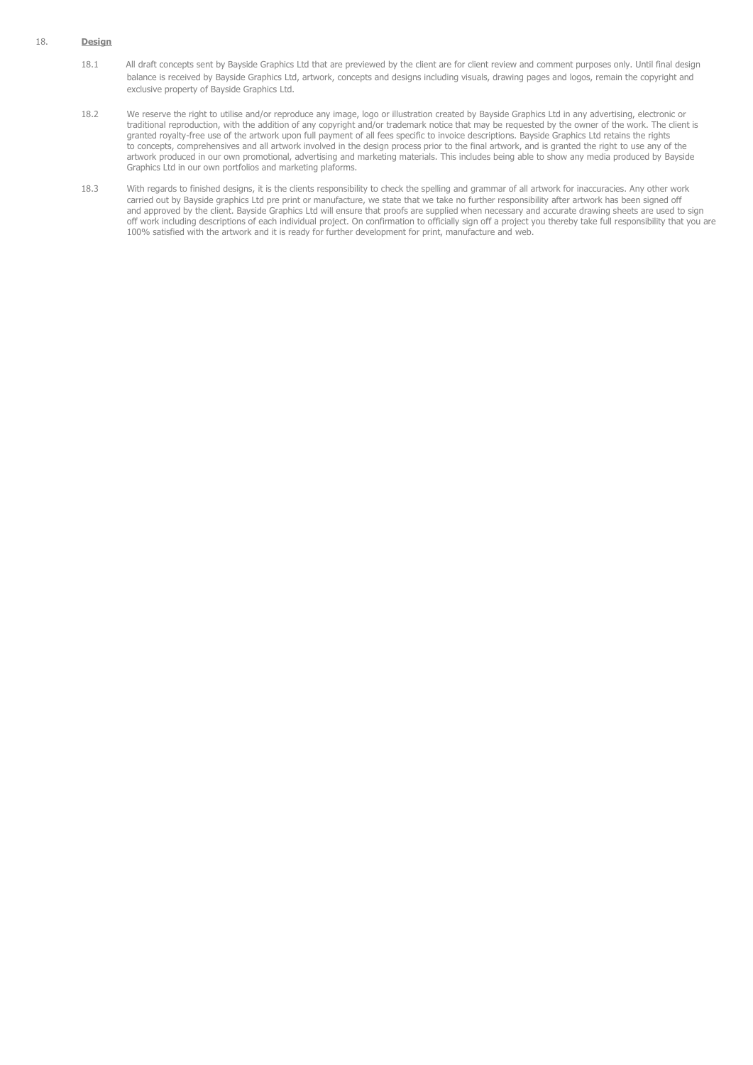18. **Design**

18.1 All draft concepts sent by Bayside Graphics Ltd that are previewed by the client are for client review and comment purposes only. Until final design balance is received by Bayside Graphics Ltd, artwork, concepts and designs including visuals, drawing pages and logos, remain the copyright and exclusive property of Bayside Graphics Ltd.

18.2 We reserve the right to utilise and/or reproduce any image, logo or illustration created by Bayside Graphics Ltd in any advertising, electronic or traditional reproduction, with the addition of any copyright and/or trademark notice that may be requested by the owner of the work. The client is granted royalty-free use of the artwork upon full payment of all fees specific to invoice descriptions. Bayside Graphics Ltd retains the rights to concepts, comprehensives and all artwork involved in the design process prior to the final artwork, and is granted the right to use any of the artwork produced in our own promotional, advertising and marketing materials. This includes being able to show any media produced by Bayside Graphics Ltd in our own portfolios and marketing plaforms.

18.3 With regards to finished designs, it is the clients responsibility to check the spelling and grammar of all artwork for inaccuracies. Any other work carried out by Bayside graphics Ltd pre print or manufacture, we state that we take no further responsibility after artwork has been signed off and approved by the client. Bayside Graphics Ltd will ensure that proofs are supplied when necessary and accurate drawing sheets are used to sign off work including descriptions of each individual project. On confirmation to officially sign off a project you thereby take full responsibility that you are 100% satisfied with the artwork and it is ready for further development for print, manufacture and web.